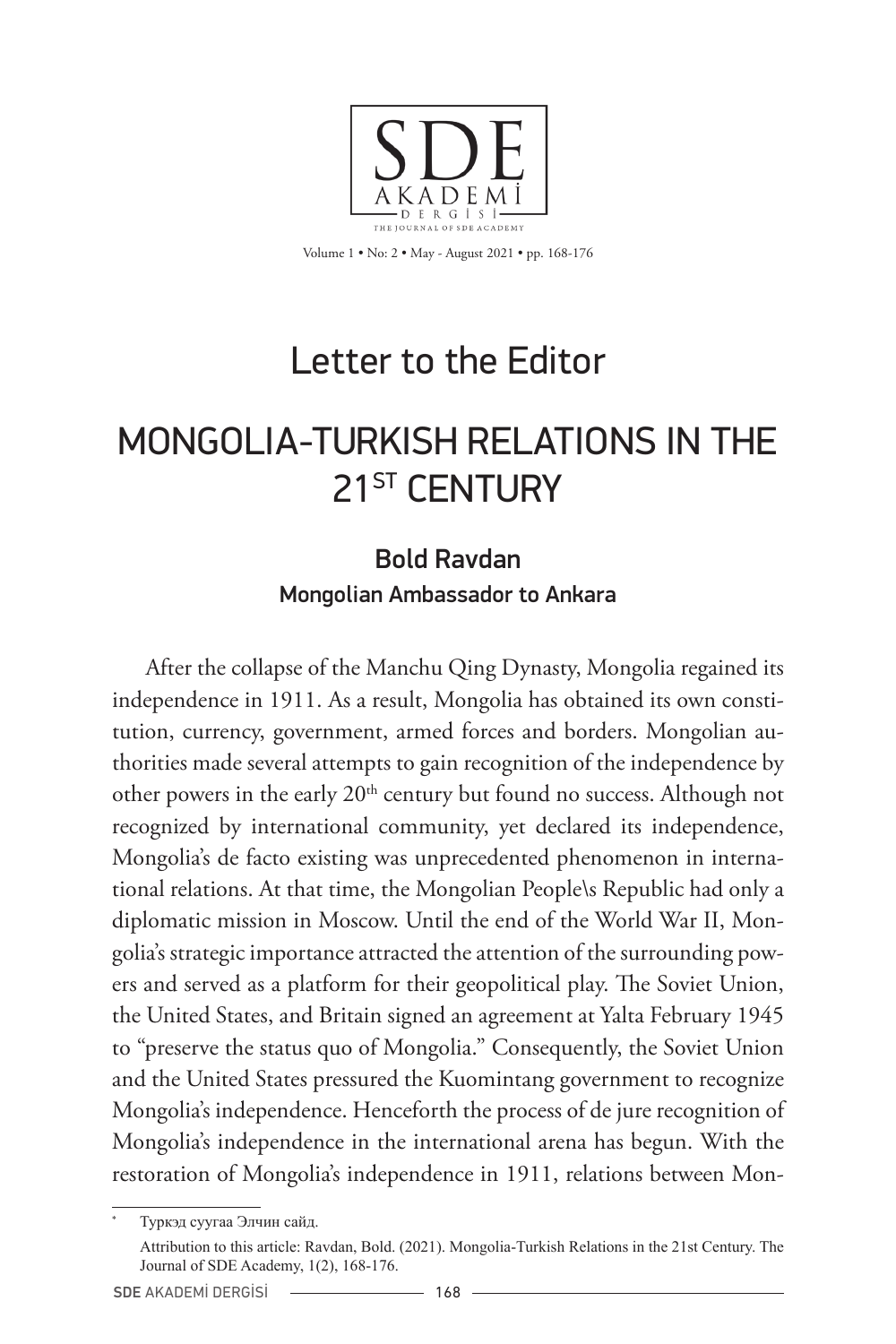# Letter to the Editor

# MONGOLIA-TURKISH RELATIONS IN THE 21ST CENTURY

**Bold Ravdan**
**Mongolian Ambassador to Ankara**

After the collapse of the Manchu Qing Dynasty, Mongolia regained its independence in 1911. As a result, Mongolia has obtained its own constitution, currency, government, armed forces and borders. Mongolian authorities made several attempts to gain recognition of the independence by other powers in the early 20th century but found no success. Although not recognized by international community, yet declared its independence, Mongolia's de facto existing was unprecedented phenomenon in international relations. At that time, the Mongolian People\s Republic had only a diplomatic mission in Moscow. Until the end of the World War II, Mongolia's strategic importance attracted the attention of the surrounding powers and served as a platform for their geopolitical play. The Soviet Union, the United States, and Britain signed an agreement at Yalta February 1945 to "preserve the status quo of Mongolia." Consequently, the Soviet Union and the United States pressured the Kuomintang government to recognize Mongolia's independence. Henceforth the process of de jure recognition of Mongolia's independence in the international arena has begun. With the restoration of Mongolia's independence in 1911, relations between Mon-

---

* Туркэд суугаа Элчин сайд.

Attribution to this article: Ravdan, Bold. (2021). Mongolia-Turkish Relations in the 21st Century. The Journal of SDE Academy, 1(2), 168-176.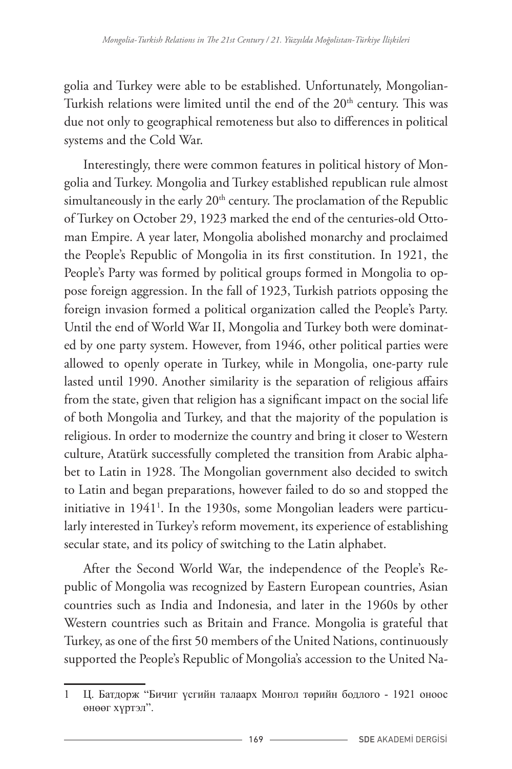golia and Turkey were able to be established. Unfortunately, Mongolian-Turkish relations were limited until the end of the 20th century. This was due not only to geographical remoteness but also to differences in political systems and the Cold War.

Interestingly, there were common features in political history of Mongolia and Turkey. Mongolia and Turkey established republican rule almost simultaneously in the early 20th century. The proclamation of the Republic of Turkey on October 29, 1923 marked the end of the centuries-old Ottoman Empire. A year later, Mongolia abolished monarchy and proclaimed the People's Republic of Mongolia in its first constitution. In 1921, the People's Party was formed by political groups formed in Mongolia to oppose foreign aggression. In the fall of 1923, Turkish patriots opposing the foreign invasion formed a political organization called the People's Party. Until the end of World War II, Mongolia and Turkey both were dominated by one party system. However, from 1946, other political parties were allowed to openly operate in Turkey, while in Mongolia, one-party rule lasted until 1990. Another similarity is the separation of religious affairs from the state, given that religion has a significant impact on the social life of both Mongolia and Turkey, and that the majority of the population is religious. In order to modernize the country and bring it closer to Western culture, Atatürk successfully completed the transition from Arabic alphabet to Latin in 1928. The Mongolian government also decided to switch to Latin and began preparations, however failed to do so and stopped the initiative in 1941[1]. In the 1930s, some Mongolian leaders were particularly interested in Turkey's reform movement, its experience of establishing secular state, and its policy of switching to the Latin alphabet.

After the Second World War, the independence of the People's Republic of Mongolia was recognized by Eastern European countries, Asian countries such as India and Indonesia, and later in the 1960s by other Western countries such as Britain and France. Mongolia is grateful that Turkey, as one of the first 50 members of the United Nations, continuously supported the People's Republic of Mongolia's accession to the United Na-

1 Ц. Батдорж "Бичиг үсгийн талаарх Монгол төрийн бодлого - 1921 оноос өнөөг хүртэл".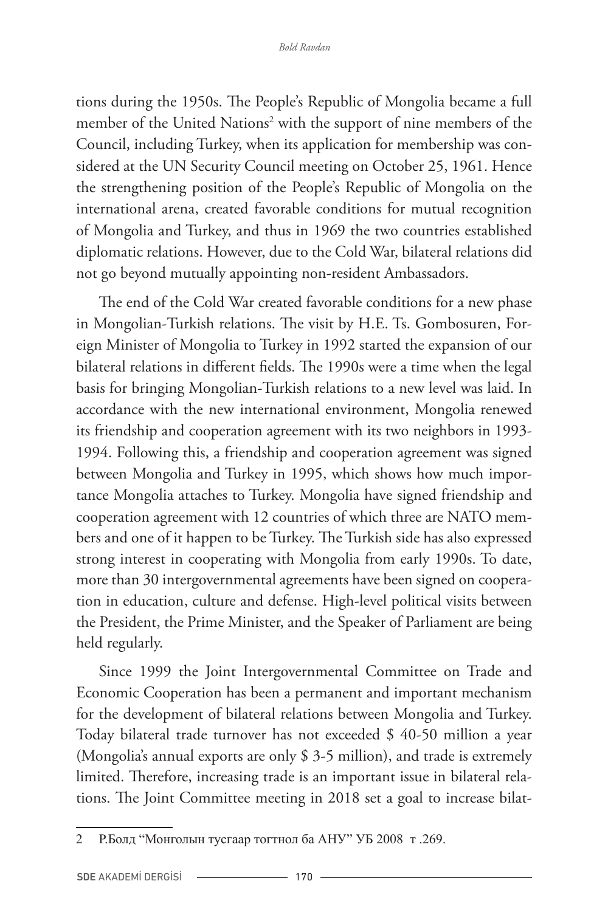tions during the 1950s. The People's Republic of Mongolia became a full member of the United Nations[2] with the support of nine members of the Council, including Turkey, when its application for membership was considered at the UN Security Council meeting on October 25, 1961. Hence the strengthening position of the People's Republic of Mongolia on the international arena, created favorable conditions for mutual recognition of Mongolia and Turkey, and thus in 1969 the two countries established diplomatic relations. However, due to the Cold War, bilateral relations did not go beyond mutually appointing non-resident Ambassadors.

The end of the Cold War created favorable conditions for a new phase in Mongolian-Turkish relations. The visit by H.E. Ts. Gombosuren, Foreign Minister of Mongolia to Turkey in 1992 started the expansion of our bilateral relations in different fields. The 1990s were a time when the legal basis for bringing Mongolian-Turkish relations to a new level was laid. In accordance with the new international environment, Mongolia renewed its friendship and cooperation agreement with its two neighbors in 1993-1994. Following this, a friendship and cooperation agreement was signed between Mongolia and Turkey in 1995, which shows how much importance Mongolia attaches to Turkey. Mongolia have signed friendship and cooperation agreement with 12 countries of which three are NATO members and one of it happen to be Turkey. The Turkish side has also expressed strong interest in cooperating with Mongolia from early 1990s. To date, more than 30 intergovernmental agreements have been signed on cooperation in education, culture and defense. High-level political visits between the President, the Prime Minister, and the Speaker of Parliament are being held regularly.

Since 1999 the Joint Intergovernmental Committee on Trade and Economic Cooperation has been a permanent and important mechanism for the development of bilateral relations between Mongolia and Turkey. Today bilateral trade turnover has not exceeded $ 40-50 million a year (Mongolia's annual exports are only $ 3-5 million), and trade is extremely limited. Therefore, increasing trade is an important issue in bilateral relations. The Joint Committee meeting in 2018 set a goal to increase bilat-

---

2 Р.Болд "Монголын тусгаар тогтнол ба АНУ" УБ 2008 т .269.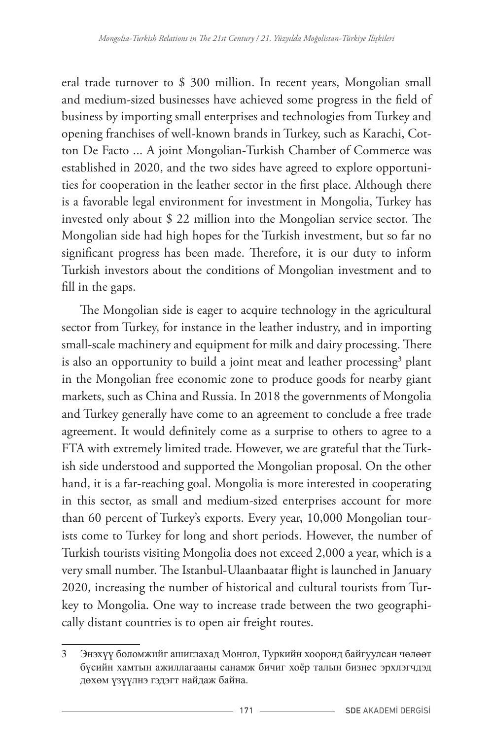eral trade turnover to $ 300 million. In recent years, Mongolian small and medium-sized businesses have achieved some progress in the field of business by importing small enterprises and technologies from Turkey and opening franchises of well-known brands in Turkey, such as Karachi, Cotton De Facto ... A joint Mongolian-Turkish Chamber of Commerce was established in 2020, and the two sides have agreed to explore opportunities for cooperation in the leather sector in the first place. Although there is a favorable legal environment for investment in Mongolia, Turkey has invested only about $ 22 million into the Mongolian service sector. The Mongolian side had high hopes for the Turkish investment, but so far no significant progress has been made. Therefore, it is our duty to inform Turkish investors about the conditions of Mongolian investment and to fill in the gaps.

The Mongolian side is eager to acquire technology in the agricultural sector from Turkey, for instance in the leather industry, and in importing small-scale machinery and equipment for milk and dairy processing. There is also an opportunity to build a joint meat and leather processing[3] plant in the Mongolian free economic zone to produce goods for nearby giant markets, such as China and Russia. In 2018 the governments of Mongolia and Turkey generally have come to an agreement to conclude a free trade agreement. It would definitely come as a surprise to others to agree to a FTA with extremely limited trade. However, we are grateful that the Turkish side understood and supported the Mongolian proposal. On the other hand, it is a far-reaching goal. Mongolia is more interested in cooperating in this sector, as small and medium-sized enterprises account for more than 60 percent of Turkey's exports. Every year, 10,000 Mongolian tourists come to Turkey for long and short periods. However, the number of Turkish tourists visiting Mongolia does not exceed 2,000 a year, which is a very small number. The Istanbul-Ulaanbaatar flight is launched in January 2020, increasing the number of historical and cultural tourists from Turkey to Mongolia. One way to increase trade between the two geographically distant countries is to open air freight routes.

3 Энэхүү боломжийг ашиглахад Монгол, Туркийн хооронд байгуулсан чөлөөт бүсийн хамтын ажиллагааны санамж бичиг хоёр талын бизнес эрхлэгчдэд дөхөм үзүүлнэ гэдэгт найдаж байна.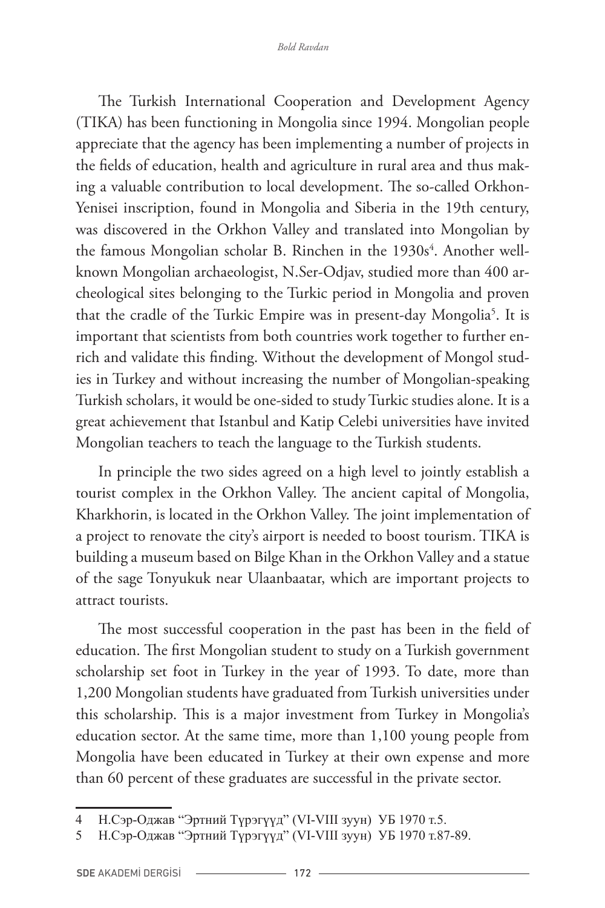The Turkish International Cooperation and Development Agency (TIKA) has been functioning in Mongolia since 1994. Mongolian people appreciate that the agency has been implementing a number of projects in the fields of education, health and agriculture in rural area and thus making a valuable contribution to local development. The so-called Orkhon-Yenisei inscription, found in Mongolia and Siberia in the 19th century, was discovered in the Orkhon Valley and translated into Mongolian by the famous Mongolian scholar B. Rinchen in the 1930s[4]. Another well-known Mongolian archaeologist, N.Ser-Odjav, studied more than 400 archeological sites belonging to the Turkic period in Mongolia and proven that the cradle of the Turkic Empire was in present-day Mongolia[5]. It is important that scientists from both countries work together to further enrich and validate this finding. Without the development of Mongol studies in Turkey and without increasing the number of Mongolian-speaking Turkish scholars, it would be one-sided to study Turkic studies alone. It is a great achievement that Istanbul and Katip Celebi universities have invited Mongolian teachers to teach the language to the Turkish students.

In principle the two sides agreed on a high level to jointly establish a tourist complex in the Orkhon Valley. The ancient capital of Mongolia, Kharkhorin, is located in the Orkhon Valley. The joint implementation of a project to renovate the city's airport is needed to boost tourism. TIKA is building a museum based on Bilge Khan in the Orkhon Valley and a statue of the sage Tonyukuk near Ulaanbaatar, which are important projects to attract tourists.

The most successful cooperation in the past has been in the field of education. The first Mongolian student to study on a Turkish government scholarship set foot in Turkey in the year of 1993. To date, more than 1,200 Mongolian students have graduated from Turkish universities under this scholarship. This is a major investment from Turkey in Mongolia's education sector. At the same time, more than 1,100 young people from Mongolia have been educated in Turkey at their own expense and more than 60 percent of these graduates are successful in the private sector.

---

4 Н.Сэр-Оджав "Эртний Түрэгүүд" (VI-VIII зуун) УБ 1970 т.5.

5 Н.Сэр-Оджав "Эртний Түрэгүүд" (VI-VIII зуун) УБ 1970 т.87-89.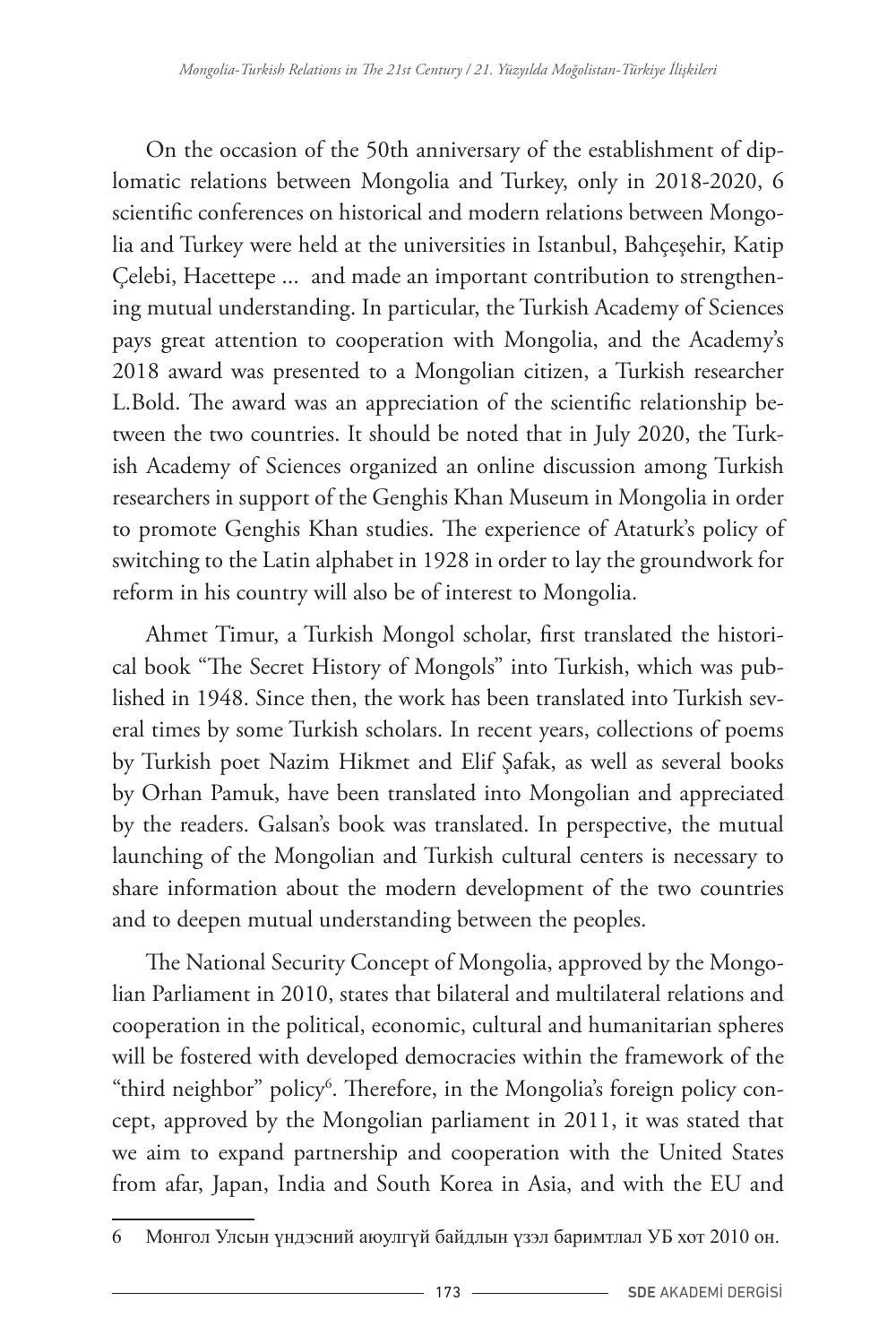On the occasion of the 50th anniversary of the establishment of diplomatic relations between Mongolia and Turkey, only in 2018-2020, 6 scientific conferences on historical and modern relations between Mongolia and Turkey were held at the universities in Istanbul, Bahçeşehir, Katip Çelebi, Hacettepe ... and made an important contribution to strengthening mutual understanding. In particular, the Turkish Academy of Sciences pays great attention to cooperation with Mongolia, and the Academy's 2018 award was presented to a Mongolian citizen, a Turkish researcher L.Bold. The award was an appreciation of the scientific relationship between the two countries. It should be noted that in July 2020, the Turkish Academy of Sciences organized an online discussion among Turkish researchers in support of the Genghis Khan Museum in Mongolia in order to promote Genghis Khan studies. The experience of Ataturk's policy of switching to the Latin alphabet in 1928 in order to lay the groundwork for reform in his country will also be of interest to Mongolia.

Ahmet Timur, a Turkish Mongol scholar, first translated the historical book "The Secret History of Mongols" into Turkish, which was published in 1948. Since then, the work has been translated into Turkish several times by some Turkish scholars. In recent years, collections of poems by Turkish poet Nazim Hikmet and Elif Şafak, as well as several books by Orhan Pamuk, have been translated into Mongolian and appreciated by the readers. Galsan's book was translated. In perspective, the mutual launching of the Mongolian and Turkish cultural centers is necessary to share information about the modern development of the two countries and to deepen mutual understanding between the peoples.

The National Security Concept of Mongolia, approved by the Mongolian Parliament in 2010, states that bilateral and multilateral relations and cooperation in the political, economic, cultural and humanitarian spheres will be fostered with developed democracies within the framework of the "third neighbor" policy[6]. Therefore, in the Mongolia's foreign policy concept, approved by the Mongolian parliament in 2011, it was stated that we aim to expand partnership and cooperation with the United States from afar, Japan, India and South Korea in Asia, and with the EU and

---

6 Монгол Улсын үндэсний аюулгүй байдлын үзэл баримтлал УБ хот 2010 он.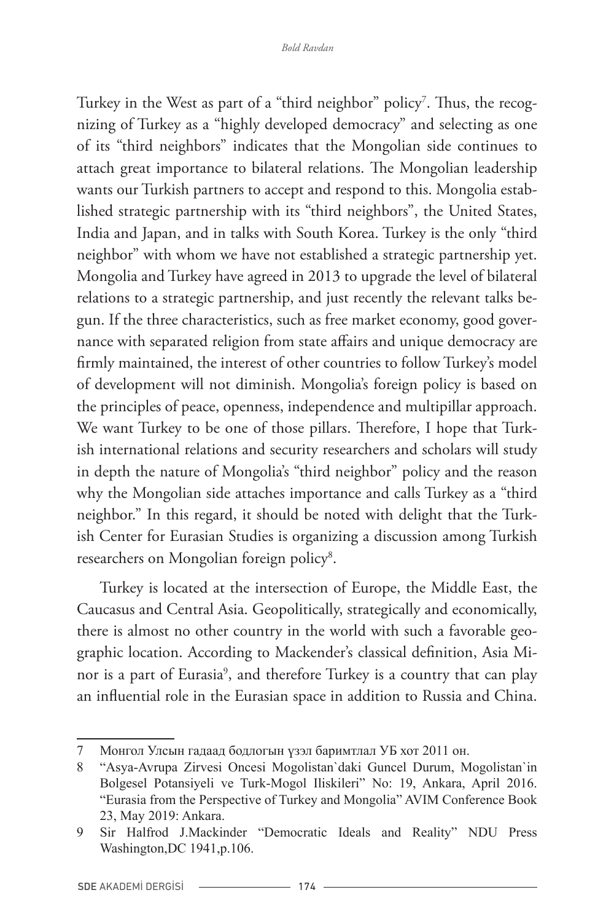Turkey in the West as part of a "third neighbor" policy[7]. Thus, the recognizing of Turkey as a "highly developed democracy" and selecting as one of its "third neighbors" indicates that the Mongolian side continues to attach great importance to bilateral relations. The Mongolian leadership wants our Turkish partners to accept and respond to this. Mongolia established strategic partnership with its "third neighbors", the United States, India and Japan, and in talks with South Korea. Turkey is the only "third neighbor" with whom we have not established a strategic partnership yet. Mongolia and Turkey have agreed in 2013 to upgrade the level of bilateral relations to a strategic partnership, and just recently the relevant talks begun. If the three characteristics, such as free market economy, good governance with separated religion from state affairs and unique democracy are firmly maintained, the interest of other countries to follow Turkey's model of development will not diminish. Mongolia's foreign policy is based on the principles of peace, openness, independence and multipillar approach. We want Turkey to be one of those pillars. Therefore, I hope that Turkish international relations and security researchers and scholars will study in depth the nature of Mongolia's "third neighbor" policy and the reason why the Mongolian side attaches importance and calls Turkey as a "third neighbor." In this regard, it should be noted with delight that the Turkish Center for Eurasian Studies is organizing a discussion among Turkish researchers on Mongolian foreign policy[8].

Turkey is located at the intersection of Europe, the Middle East, the Caucasus and Central Asia. Geopolitically, strategically and economically, there is almost no other country in the world with such a favorable geographic location. According to Mackender's classical definition, Asia Minor is a part of Eurasia[9], and therefore Turkey is a country that can play an influential role in the Eurasian space in addition to Russia and China.

---

7 Монгол Улсын гадаад бодлогын үзэл баримтлал УБ хот 2011 он.

8 "Asya-Avrupa Zirvesi Oncesi Mogolistan`daki Guncel Durum, Mogolistan`in Bolgesel Potansiyeli ve Turk-Mogol Iliskileri" No: 19, Ankara, April 2016. "Eurasia from the Perspective of Turkey and Mongolia" AVIM Conference Book 23, May 2019: Ankara.

9 Sir Halfrod J.Mackinder "Democratic Ideals and Reality" NDU Press Washington,DC 1941,p.106.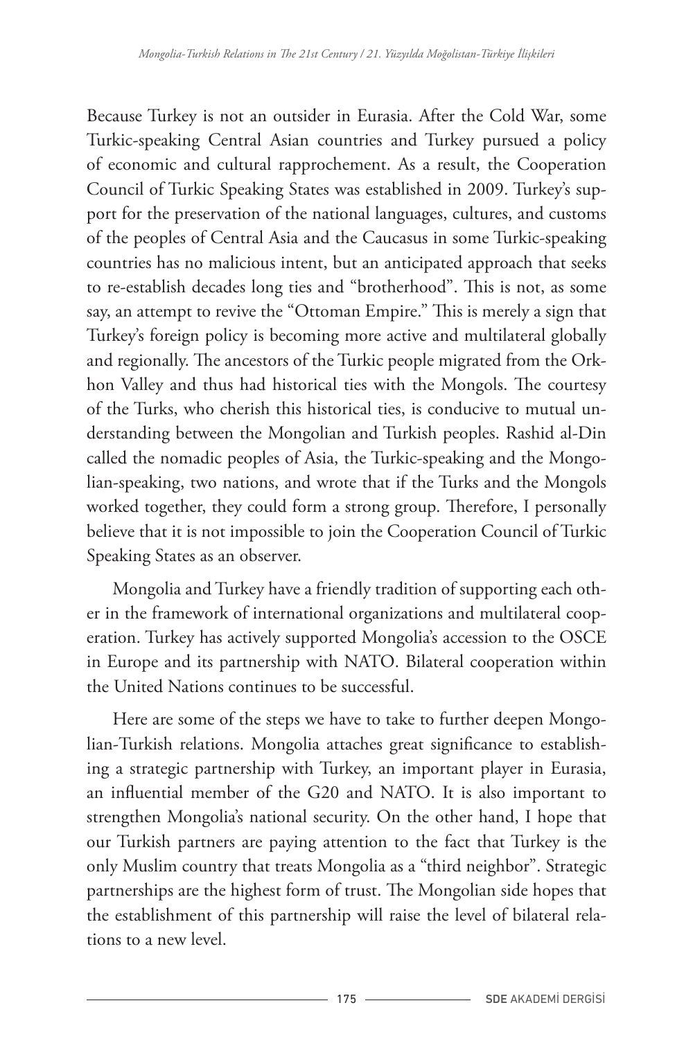Because Turkey is not an outsider in Eurasia. After the Cold War, some Turkic-speaking Central Asian countries and Turkey pursued a policy of economic and cultural rapprochement. As a result, the Cooperation Council of Turkic Speaking States was established in 2009. Turkey's support for the preservation of the national languages, cultures, and customs of the peoples of Central Asia and the Caucasus in some Turkic-speaking countries has no malicious intent, but an anticipated approach that seeks to re-establish decades long ties and "brotherhood". This is not, as some say, an attempt to revive the "Ottoman Empire." This is merely a sign that Turkey's foreign policy is becoming more active and multilateral globally and regionally. The ancestors of the Turkic people migrated from the Orkhon Valley and thus had historical ties with the Mongols. The courtesy of the Turks, who cherish this historical ties, is conducive to mutual understanding between the Mongolian and Turkish peoples. Rashid al-Din called the nomadic peoples of Asia, the Turkic-speaking and the Mongolian-speaking, two nations, and wrote that if the Turks and the Mongols worked together, they could form a strong group. Therefore, I personally believe that it is not impossible to join the Cooperation Council of Turkic Speaking States as an observer.

Mongolia and Turkey have a friendly tradition of supporting each other in the framework of international organizations and multilateral cooperation. Turkey has actively supported Mongolia's accession to the OSCE in Europe and its partnership with NATO. Bilateral cooperation within the United Nations continues to be successful.

Here are some of the steps we have to take to further deepen Mongolian-Turkish relations. Mongolia attaches great significance to establishing a strategic partnership with Turkey, an important player in Eurasia, an influential member of the G20 and NATO. It is also important to strengthen Mongolia's national security. On the other hand, I hope that our Turkish partners are paying attention to the fact that Turkey is the only Muslim country that treats Mongolia as a "third neighbor". Strategic partnerships are the highest form of trust. The Mongolian side hopes that the establishment of this partnership will raise the level of bilateral relations to a new level.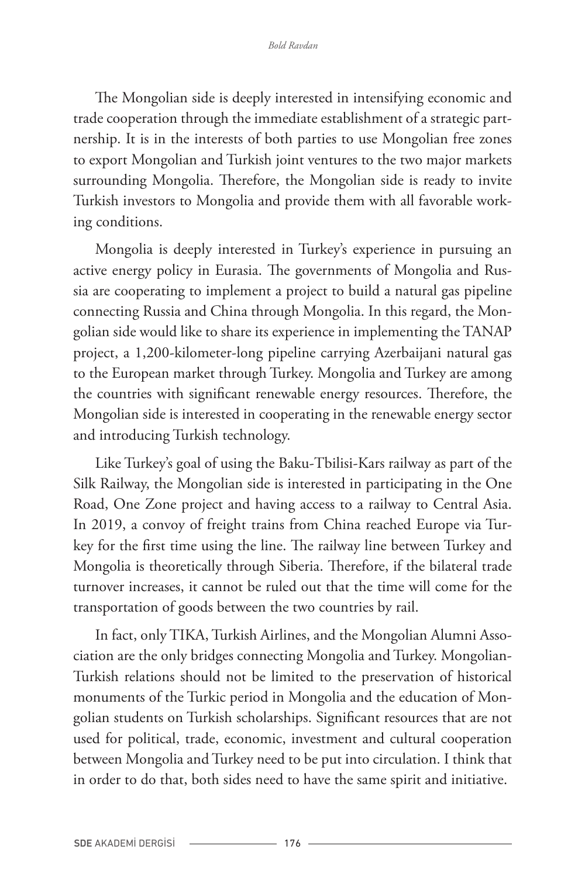The Mongolian side is deeply interested in intensifying economic and trade cooperation through the immediate establishment of a strategic partnership. It is in the interests of both parties to use Mongolian free zones to export Mongolian and Turkish joint ventures to the two major markets surrounding Mongolia. Therefore, the Mongolian side is ready to invite Turkish investors to Mongolia and provide them with all favorable working conditions.

Mongolia is deeply interested in Turkey's experience in pursuing an active energy policy in Eurasia. The governments of Mongolia and Russia are cooperating to implement a project to build a natural gas pipeline connecting Russia and China through Mongolia. In this regard, the Mongolian side would like to share its experience in implementing the TANAP project, a 1,200-kilometer-long pipeline carrying Azerbaijani natural gas to the European market through Turkey. Mongolia and Turkey are among the countries with significant renewable energy resources. Therefore, the Mongolian side is interested in cooperating in the renewable energy sector and introducing Turkish technology.

Like Turkey's goal of using the Baku-Tbilisi-Kars railway as part of the Silk Railway, the Mongolian side is interested in participating in the One Road, One Zone project and having access to a railway to Central Asia. In 2019, a convoy of freight trains from China reached Europe via Turkey for the first time using the line. The railway line between Turkey and Mongolia is theoretically through Siberia. Therefore, if the bilateral trade turnover increases, it cannot be ruled out that the time will come for the transportation of goods between the two countries by rail.

In fact, only TIKA, Turkish Airlines, and the Mongolian Alumni Association are the only bridges connecting Mongolia and Turkey. Mongolian-Turkish relations should not be limited to the preservation of historical monuments of the Turkic period in Mongolia and the education of Mongolian students on Turkish scholarships. Significant resources that are not used for political, trade, economic, investment and cultural cooperation between Mongolia and Turkey need to be put into circulation. I think that in order to do that, both sides need to have the same spirit and initiative.